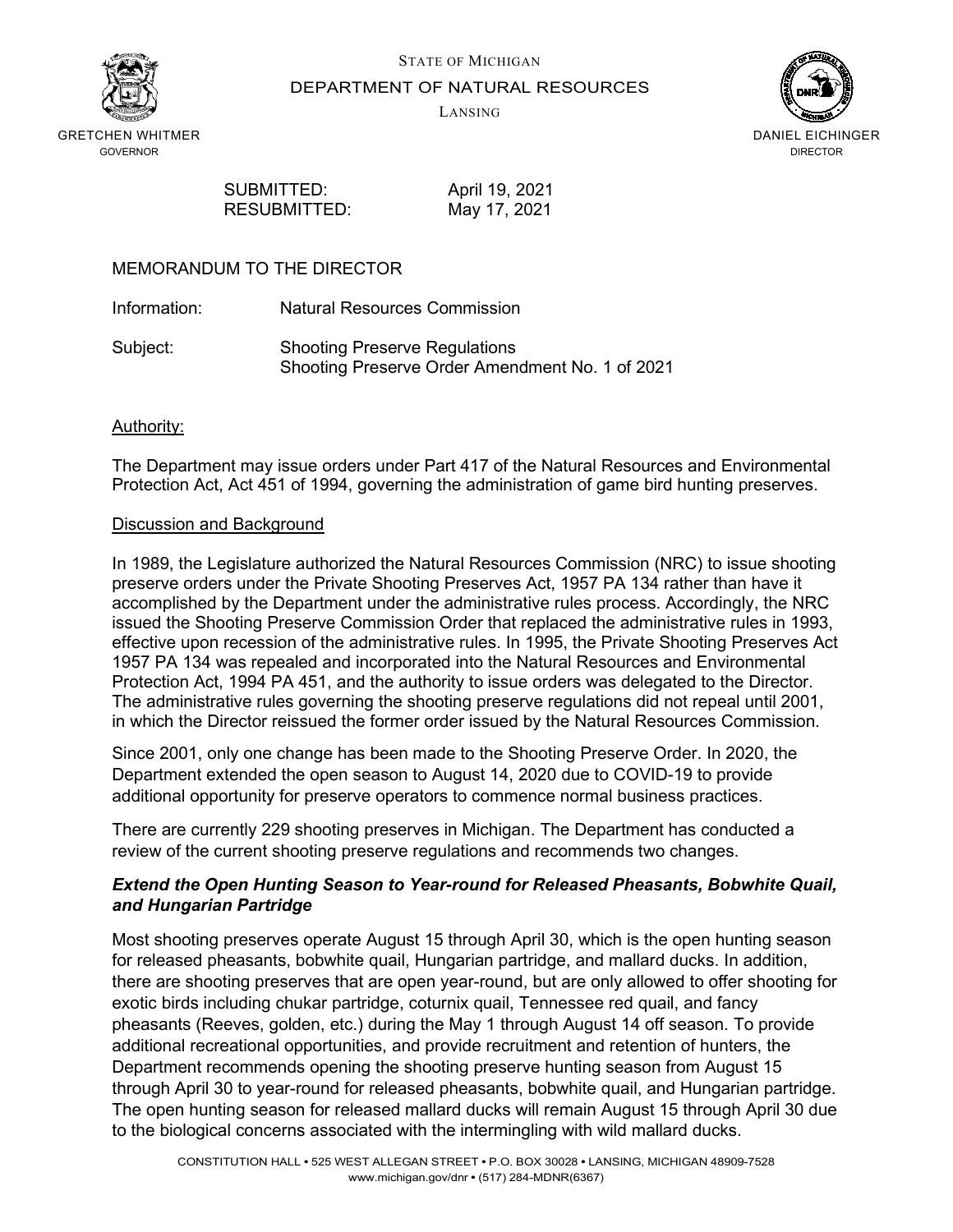STATE OF MICHIGAN

DEPARTMENT OF NATURAL RESOURCES

LANSING

GRETCHEN WHITMER
GOVERNOR

DANIEL EICHINGER
DIRECTOR

SUBMITTED: April 19, 2021
RESUBMITTED: May 17, 2021

MEMORANDUM TO THE DIRECTOR

Information: Natural Resources Commission

Subject: Shooting Preserve Regulations
Shooting Preserve Order Amendment No. 1 of 2021

Authority:

The Department may issue orders under Part 417 of the Natural Resources and Environmental Protection Act, Act 451 of 1994, governing the administration of game bird hunting preserves.

Discussion and Background

In 1989, the Legislature authorized the Natural Resources Commission (NRC) to issue shooting preserve orders under the Private Shooting Preserves Act, 1957 PA 134 rather than have it accomplished by the Department under the administrative rules process. Accordingly, the NRC issued the Shooting Preserve Commission Order that replaced the administrative rules in 1993, effective upon recession of the administrative rules. In 1995, the Private Shooting Preserves Act 1957 PA 134 was repealed and incorporated into the Natural Resources and Environmental Protection Act, 1994 PA 451, and the authority to issue orders was delegated to the Director. The administrative rules governing the shooting preserve regulations did not repeal until 2001, in which the Director reissued the former order issued by the Natural Resources Commission.

Since 2001, only one change has been made to the Shooting Preserve Order. In 2020, the Department extended the open season to August 14, 2020 due to COVID-19 to provide additional opportunity for preserve operators to commence normal business practices.

There are currently 229 shooting preserves in Michigan. The Department has conducted a review of the current shooting preserve regulations and recommends two changes.

***Extend the Open Hunting Season to Year-round for Released Pheasants, Bobwhite Quail, and Hungarian Partridge***

Most shooting preserves operate August 15 through April 30, which is the open hunting season for released pheasants, bobwhite quail, Hungarian partridge, and mallard ducks. In addition, there are shooting preserves that are open year-round, but are only allowed to offer shooting for exotic birds including chukar partridge, coturnix quail, Tennessee red quail, and fancy pheasants (Reeves, golden, etc.) during the May 1 through August 14 off season. To provide additional recreational opportunities, and provide recruitment and retention of hunters, the Department recommends opening the shooting preserve hunting season from August 15 through April 30 to year-round for released pheasants, bobwhite quail, and Hungarian partridge. The open hunting season for released mallard ducks will remain August 15 through April 30 due to the biological concerns associated with the intermingling with wild mallard ducks.

CONSTITUTION HALL • 525 WEST ALLEGAN STREET • P.O. BOX 30028 • LANSING, MICHIGAN 48909-7528
www.michigan.gov/dnr • (517) 284-MDNR(6367)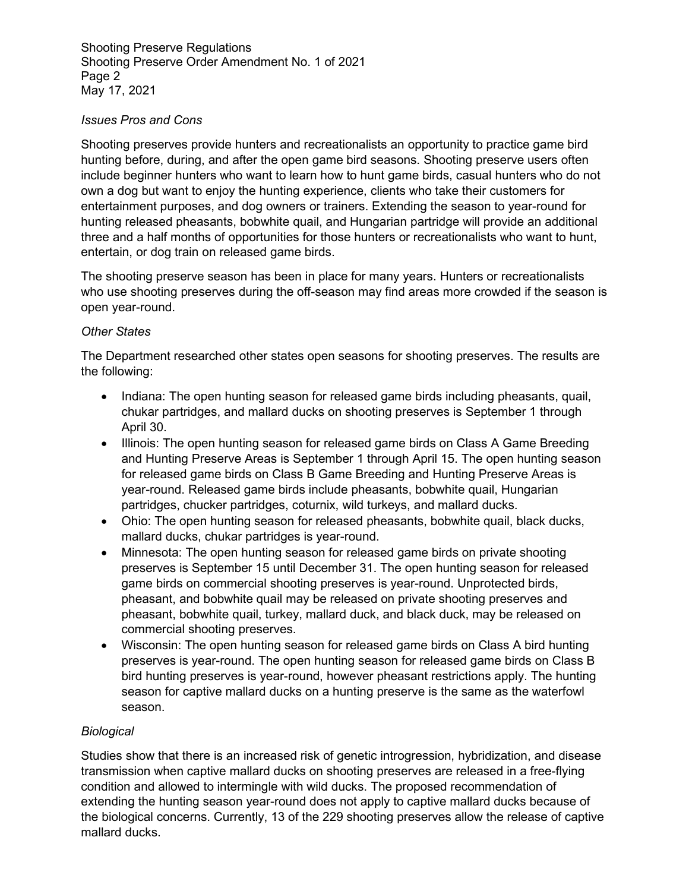*Issues Pros and Cons*

Shooting preserves provide hunters and recreationalists an opportunity to practice game bird hunting before, during, and after the open game bird seasons. Shooting preserve users often include beginner hunters who want to learn how to hunt game birds, casual hunters who do not own a dog but want to enjoy the hunting experience, clients who take their customers for entertainment purposes, and dog owners or trainers. Extending the season to year-round for hunting released pheasants, bobwhite quail, and Hungarian partridge will provide an additional three and a half months of opportunities for those hunters or recreationalists who want to hunt, entertain, or dog train on released game birds.

The shooting preserve season has been in place for many years. Hunters or recreationalists who use shooting preserves during the off-season may find areas more crowded if the season is open year-round.

*Other States*

The Department researched other states open seasons for shooting preserves. The results are the following:

- Indiana: The open hunting season for released game birds including pheasants, quail, chukar partridges, and mallard ducks on shooting preserves is September 1 through April 30.
- Illinois: The open hunting season for released game birds on Class A Game Breeding and Hunting Preserve Areas is September 1 through April 15. The open hunting season for released game birds on Class B Game Breeding and Hunting Preserve Areas is year-round. Released game birds include pheasants, bobwhite quail, Hungarian partridges, chucker partridges, coturnix, wild turkeys, and mallard ducks.
- Ohio: The open hunting season for released pheasants, bobwhite quail, black ducks, mallard ducks, chukar partridges is year-round.
- Minnesota: The open hunting season for released game birds on private shooting preserves is September 15 until December 31. The open hunting season for released game birds on commercial shooting preserves is year-round. Unprotected birds, pheasant, and bobwhite quail may be released on private shooting preserves and pheasant, bobwhite quail, turkey, mallard duck, and black duck, may be released on commercial shooting preserves.
- Wisconsin: The open hunting season for released game birds on Class A bird hunting preserves is year-round. The open hunting season for released game birds on Class B bird hunting preserves is year-round, however pheasant restrictions apply. The hunting season for captive mallard ducks on a hunting preserve is the same as the waterfowl season.

*Biological*

Studies show that there is an increased risk of genetic introgression, hybridization, and disease transmission when captive mallard ducks on shooting preserves are released in a free-flying condition and allowed to intermingle with wild ducks. The proposed recommendation of extending the hunting season year-round does not apply to captive mallard ducks because of the biological concerns. Currently, 13 of the 229 shooting preserves allow the release of captive mallard ducks.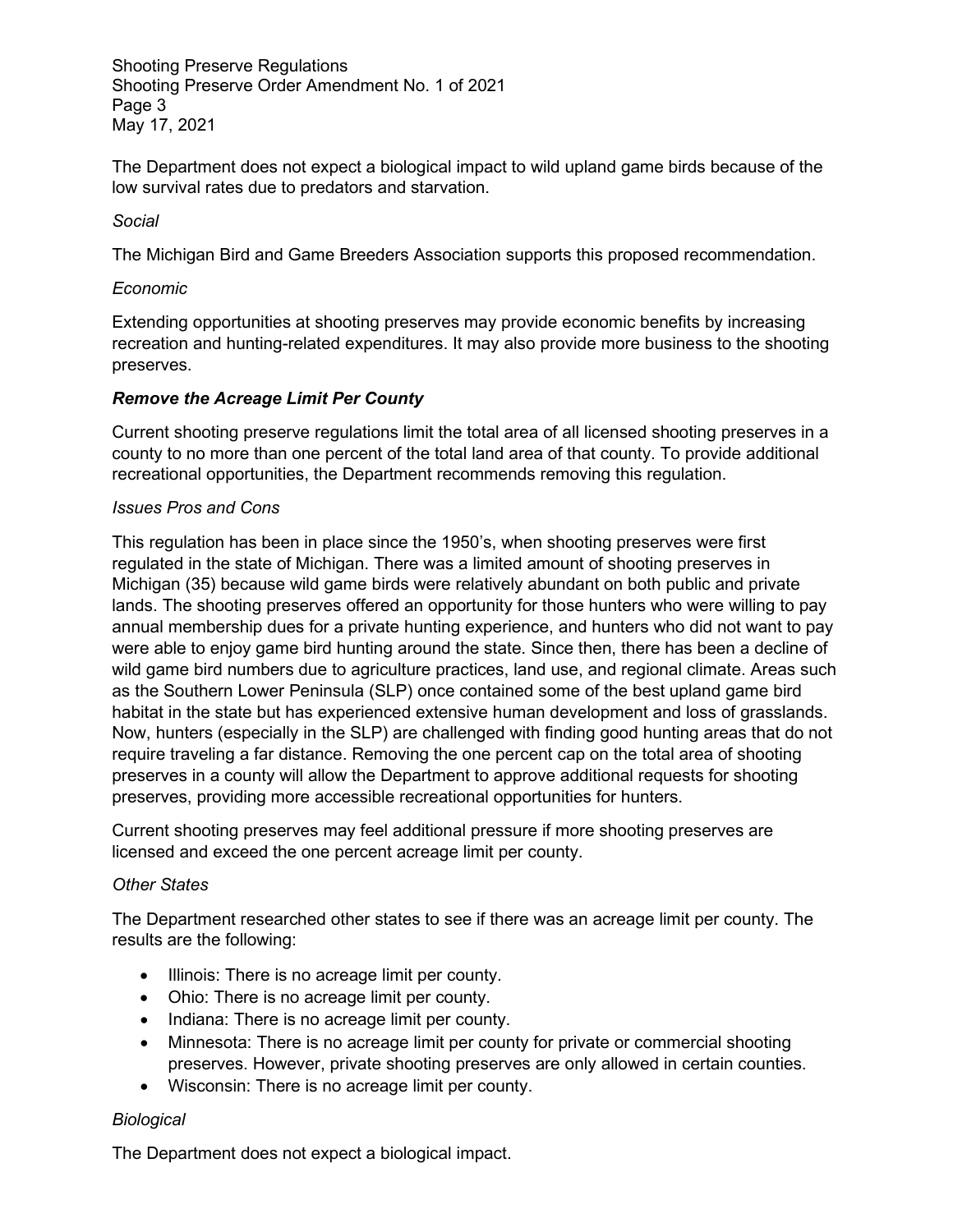The Department does not expect a biological impact to wild upland game birds because of the low survival rates due to predators and starvation.

*Social*

The Michigan Bird and Game Breeders Association supports this proposed recommendation.

*Economic*

Extending opportunities at shooting preserves may provide economic benefits by increasing recreation and hunting-related expenditures. It may also provide more business to the shooting preserves.

***Remove the Acreage Limit Per County***

Current shooting preserve regulations limit the total area of all licensed shooting preserves in a county to no more than one percent of the total land area of that county. To provide additional recreational opportunities, the Department recommends removing this regulation.

*Issues Pros and Cons*

This regulation has been in place since the 1950's, when shooting preserves were first regulated in the state of Michigan. There was a limited amount of shooting preserves in Michigan (35) because wild game birds were relatively abundant on both public and private lands. The shooting preserves offered an opportunity for those hunters who were willing to pay annual membership dues for a private hunting experience, and hunters who did not want to pay were able to enjoy game bird hunting around the state. Since then, there has been a decline of wild game bird numbers due to agriculture practices, land use, and regional climate. Areas such as the Southern Lower Peninsula (SLP) once contained some of the best upland game bird habitat in the state but has experienced extensive human development and loss of grasslands. Now, hunters (especially in the SLP) are challenged with finding good hunting areas that do not require traveling a far distance. Removing the one percent cap on the total area of shooting preserves in a county will allow the Department to approve additional requests for shooting preserves, providing more accessible recreational opportunities for hunters.

Current shooting preserves may feel additional pressure if more shooting preserves are licensed and exceed the one percent acreage limit per county.

*Other States*

The Department researched other states to see if there was an acreage limit per county. The results are the following:

- Illinois: There is no acreage limit per county.
- Ohio: There is no acreage limit per county.
- Indiana: There is no acreage limit per county.
- Minnesota: There is no acreage limit per county for private or commercial shooting preserves. However, private shooting preserves are only allowed in certain counties.
- Wisconsin: There is no acreage limit per county.

*Biological*

The Department does not expect a biological impact.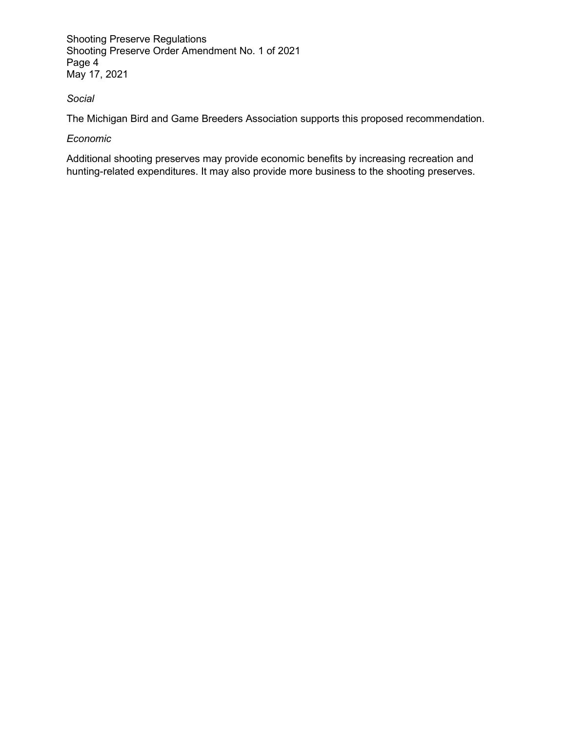*Social*

The Michigan Bird and Game Breeders Association supports this proposed recommendation.

*Economic*

Additional shooting preserves may provide economic benefits by increasing recreation and hunting-related expenditures. It may also provide more business to the shooting preserves.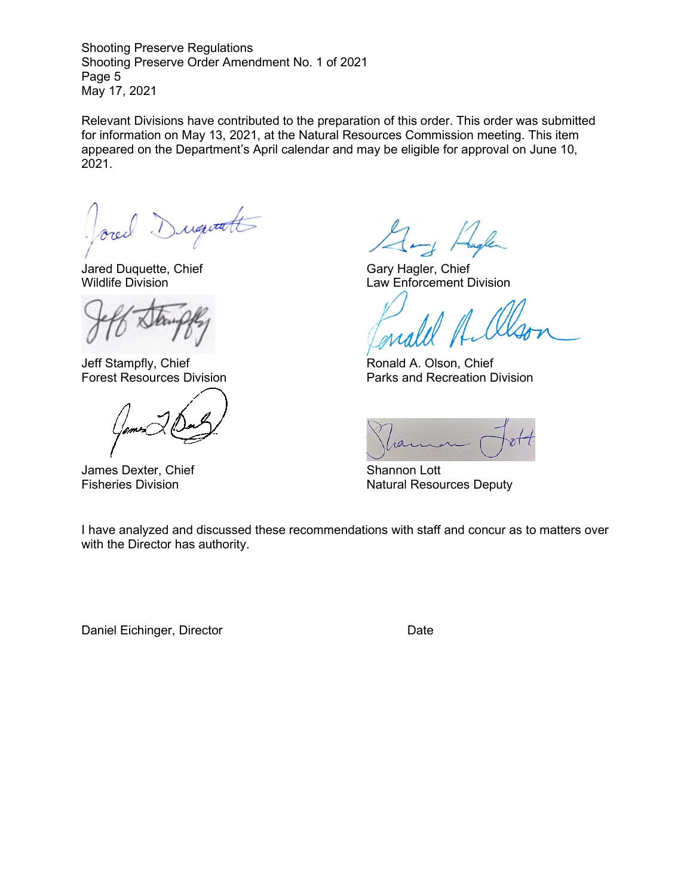Relevant Divisions have contributed to the preparation of this order. This order was submitted for information on May 13, 2021, at the Natural Resources Commission meeting. This item appeared on the Department's April calendar and may be eligible for approval on June 10, 2021.

Jared Duquette, Chief
Wildlife Division

Gary Hagler, Chief
Law Enforcement Division

Jeff Stampfly, Chief
Forest Resources Division

Ronald A. Olson, Chief
Parks and Recreation Division

James Dexter, Chief
Fisheries Division

Shannon Lott
Natural Resources Deputy

I have analyzed and discussed these recommendations with staff and concur as to matters over with the Director has authority.

Daniel Eichinger, Director

Date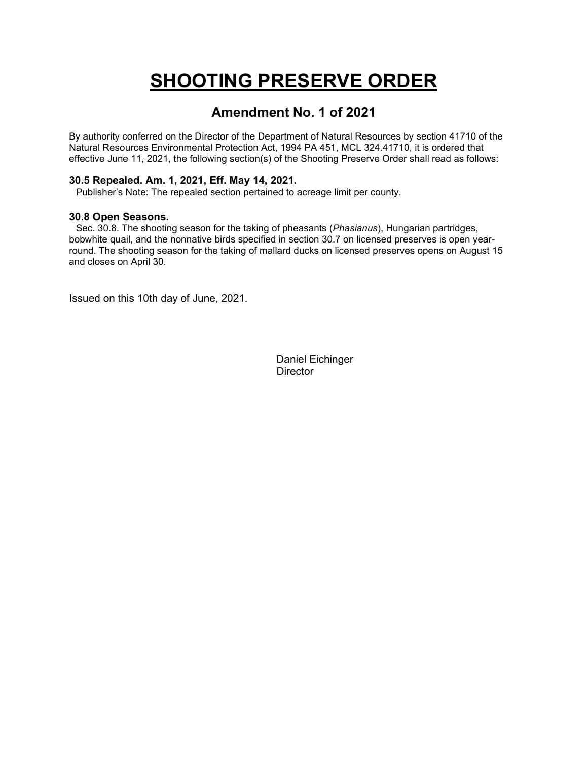# SHOOTING PRESERVE ORDER

## Amendment No. 1 of 2021

By authority conferred on the Director of the Department of Natural Resources by section 41710 of the Natural Resources Environmental Protection Act, 1994 PA 451, MCL 324.41710, it is ordered that effective June 11, 2021, the following section(s) of the Shooting Preserve Order shall read as follows:

**30.5 Repealed. Am. 1, 2021, Eff. May 14, 2021.**

Publisher's Note: The repealed section pertained to acreage limit per county.

**30.8 Open Seasons.**

Sec. 30.8. The shooting season for the taking of pheasants (*Phasianus*), Hungarian partridges, bobwhite quail, and the nonnative birds specified in section 30.7 on licensed preserves is open year-round. The shooting season for the taking of mallard ducks on licensed preserves opens on August 15 and closes on April 30.

Issued on this 10th day of June, 2021.

Daniel Eichinger
Director